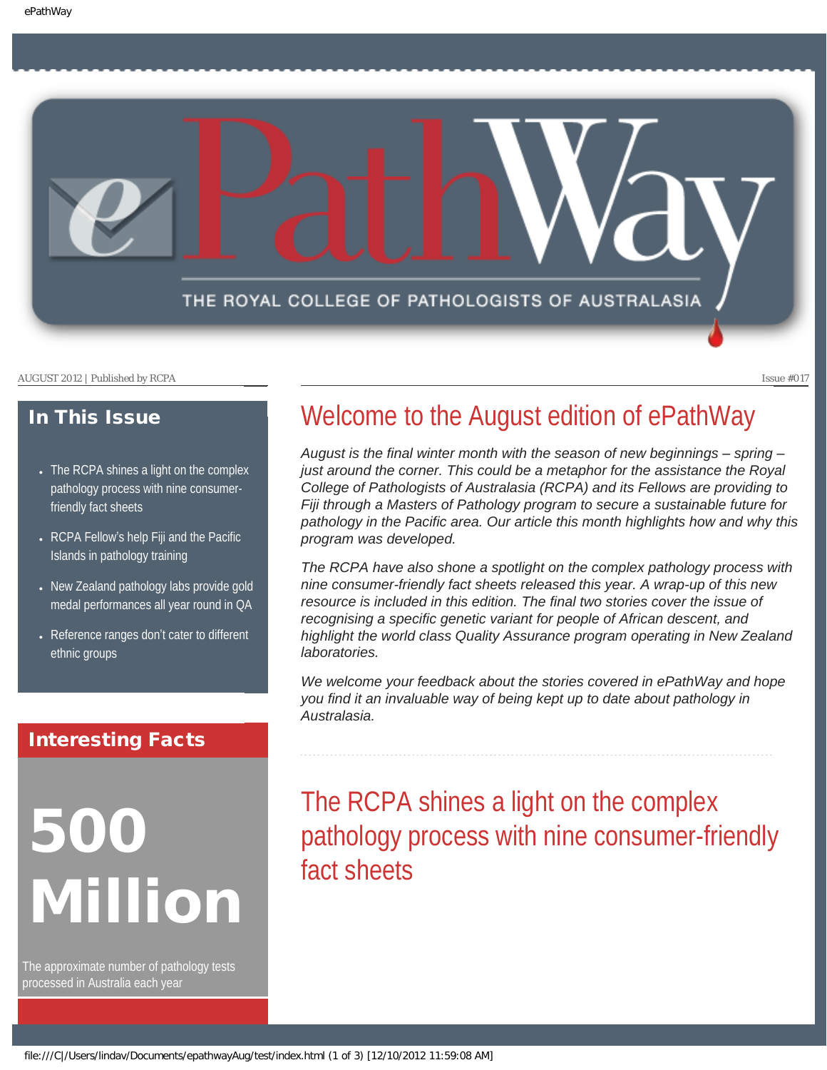# ePathWay

THE ROYAL COLLEGE OF PATHOLOGISTS OF AUSTRALASIA

AUGUST 2012 | Published by RCPA

Issue #017

## In This Issue

- The RCPA shines a light on the complex pathology process with nine consumer-friendly fact sheets
- RCPA Fellow's help Fiji and the Pacific Islands in pathology training
- New Zealand pathology labs provide gold medal performances all year round in QA
- Reference ranges don't cater to different ethnic groups

## Interesting Facts

**500 Million**

The approximate number of pathology tests processed in Australia each year

## Welcome to the August edition of ePathWay

*August is the final winter month with the season of new beginnings – spring – just around the corner. This could be a metaphor for the assistance the Royal College of Pathologists of Australasia (RCPA) and its Fellows are providing to Fiji through a Masters of Pathology program to secure a sustainable future for pathology in the Pacific area. Our article this month highlights how and why this program was developed.*

*The RCPA have also shone a spotlight on the complex pathology process with nine consumer-friendly fact sheets released this year. A wrap-up of this new resource is included in this edition. The final two stories cover the issue of recognising a specific genetic variant for people of African descent, and highlight the world class Quality Assurance program operating in New Zealand laboratories.*

*We welcome your feedback about the stories covered in ePathWay and hope you find it an invaluable way of being kept up to date about pathology in Australasia.*

## The RCPA shines a light on the complex pathology process with nine consumer-friendly fact sheets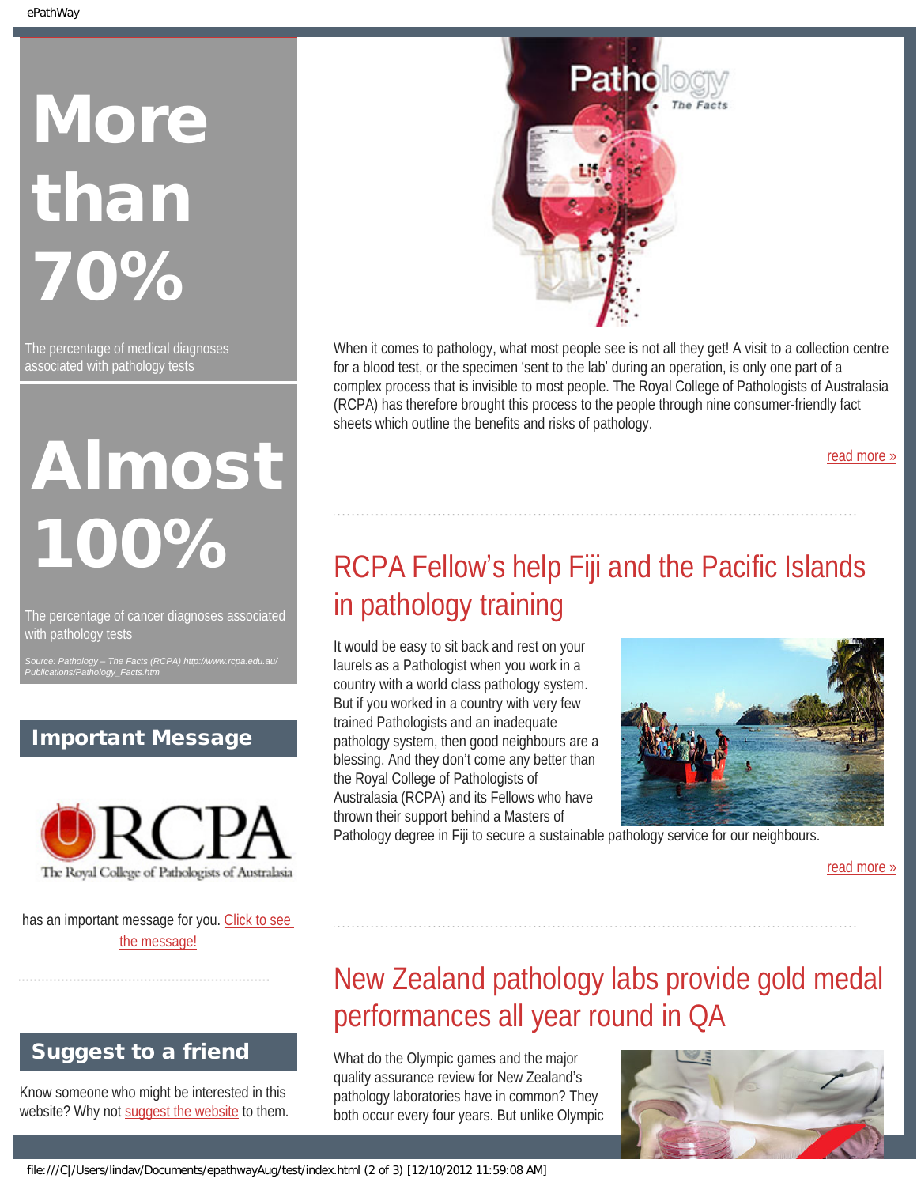# More than 70%

The percentage of medical diagnoses associated with pathology tests

# Almost 100%

The percentage of cancer diagnoses associated with pathology tests

*Source: Pathology – The Facts (RCPA) http://www.rcpa.edu.au/Publications/Pathology_Facts.htm*

## Important Message

The Royal College of Pathologists of Australasia has an important message for you. Click to see the message!

## Suggest to a friend

Know someone who might be interested in this website? Why not suggest the website to them.

When it comes to pathology, what most people see is not all they get! A visit to a collection centre for a blood test, or the specimen 'sent to the lab' during an operation, is only one part of a complex process that is invisible to most people. The Royal College of Pathologists of Australasia (RCPA) has therefore brought this process to the people through nine consumer-friendly fact sheets which outline the benefits and risks of pathology.

read more »

## RCPA Fellow's help Fiji and the Pacific Islands in pathology training

It would be easy to sit back and rest on your laurels as a Pathologist when you work in a country with a world class pathology system. But if you worked in a country with very few trained Pathologists and an inadequate pathology system, then good neighbours are a blessing. And they don't come any better than the Royal College of Pathologists of Australasia (RCPA) and its Fellows who have thrown their support behind a Masters of Pathology degree in Fiji to secure a sustainable pathology service for our neighbours.

read more »

## New Zealand pathology labs provide gold medal performances all year round in QA

What do the Olympic games and the major quality assurance review for New Zealand's pathology laboratories have in common? They both occur every four years. But unlike Olympic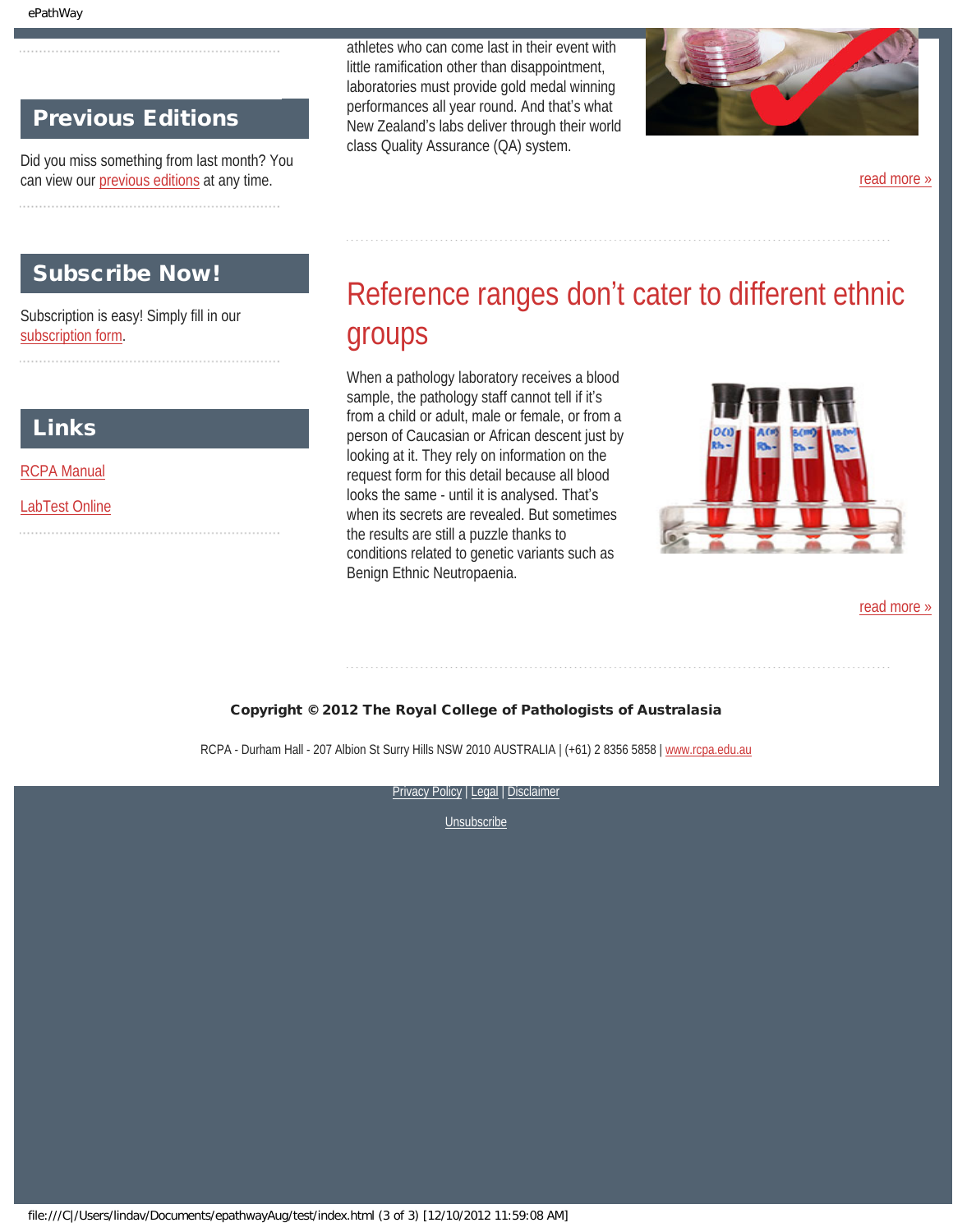## Previous Editions

Did you miss something from last month? You can view our previous editions at any time.

## Subscribe Now!

Subscription is easy! Simply fill in our subscription form.

## Links

RCPA Manual

LabTest Online

athletes who can come last in their event with little ramification other than disappointment, laboratories must provide gold medal winning performances all year round. And that's what New Zealand's labs deliver through their world class Quality Assurance (QA) system.

read more »

# Reference ranges don't cater to different ethnic groups

When a pathology laboratory receives a blood sample, the pathology staff cannot tell if it's from a child or adult, male or female, or from a person of Caucasian or African descent just by looking at it. They rely on information on the request form for this detail because all blood looks the same - until it is analysed. That's when its secrets are revealed. But sometimes the results are still a puzzle thanks to conditions related to genetic variants such as Benign Ethnic Neutropaenia.

read more »

**Copyright © 2012 The Royal College of Pathologists of Australasia**

RCPA - Durham Hall - 207 Albion St Surry Hills NSW 2010 AUSTRALIA | (+61) 2 8356 5858 | www.rcpa.edu.au

Privacy Policy | Legal | Disclaimer

Unsubscribe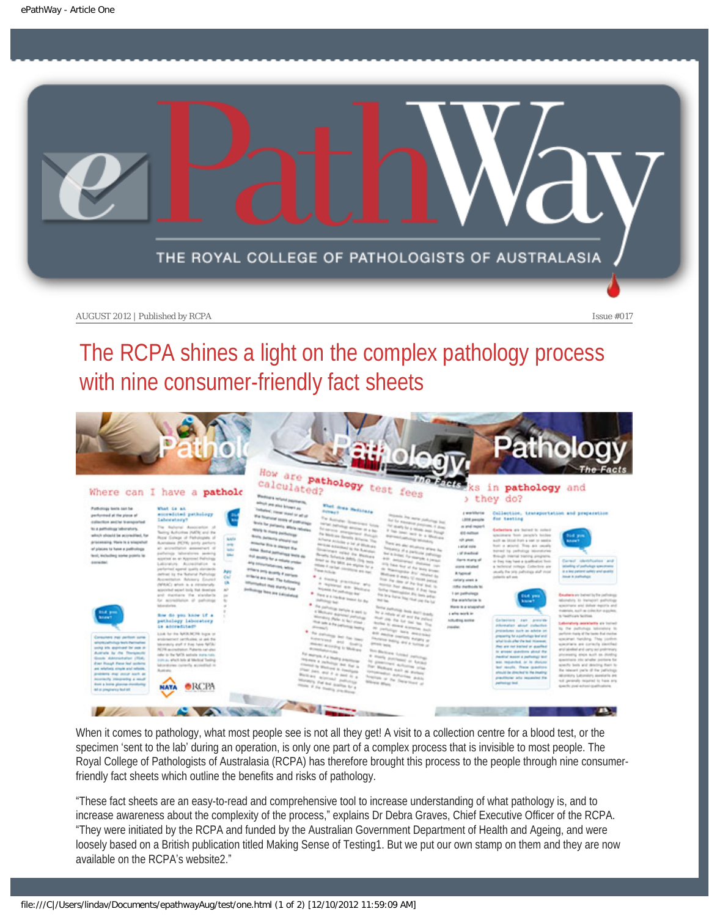AUGUST 2012 | Published by RCPA

Issue #017

# The RCPA shines a light on the complex pathology process with nine consumer-friendly fact sheets

When it comes to pathology, what most people see is not all they get! A visit to a collection centre for a blood test, or the specimen 'sent to the lab' during an operation, is only one part of a complex process that is invisible to most people. The Royal College of Pathologists of Australasia (RCPA) has therefore brought this process to the people through nine consumer-friendly fact sheets which outline the benefits and risks of pathology.

"These fact sheets are an easy-to-read and comprehensive tool to increase understanding of what pathology is, and to increase awareness about the complexity of the process," explains Dr Debra Graves, Chief Executive Officer of the RCPA. "They were initiated by the RCPA and funded by the Australian Government Department of Health and Ageing, and were loosely based on a British publication titled Making Sense of Testing[1]. But we put our own stamp on them and they are now available on the RCPA's website[2]."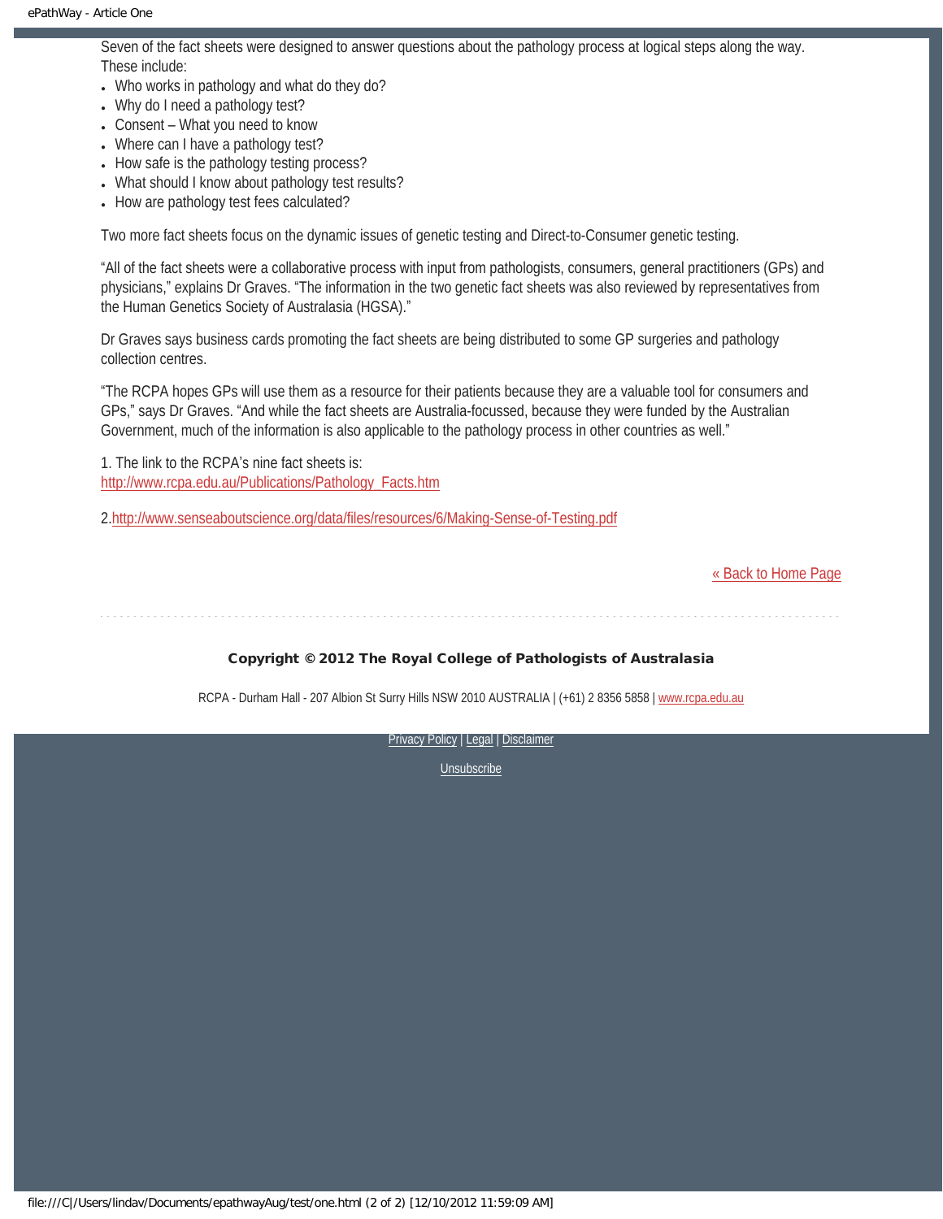Seven of the fact sheets were designed to answer questions about the pathology process at logical steps along the way. These include:

- Who works in pathology and what do they do?
- Why do I need a pathology test?
- Consent – What you need to know
- Where can I have a pathology test?
- How safe is the pathology testing process?
- What should I know about pathology test results?
- How are pathology test fees calculated?

Two more fact sheets focus on the dynamic issues of genetic testing and Direct-to-Consumer genetic testing.

"All of the fact sheets were a collaborative process with input from pathologists, consumers, general practitioners (GPs) and physicians," explains Dr Graves. "The information in the two genetic fact sheets was also reviewed by representatives from the Human Genetics Society of Australasia (HGSA)."

Dr Graves says business cards promoting the fact sheets are being distributed to some GP surgeries and pathology collection centres.

"The RCPA hopes GPs will use them as a resource for their patients because they are a valuable tool for consumers and GPs," says Dr Graves. "And while the fact sheets are Australia-focussed, because they were funded by the Australian Government, much of the information is also applicable to the pathology process in other countries as well."

1. The link to the RCPA's nine fact sheets is:
http://www.rcpa.edu.au/Publications/Pathology_Facts.htm

2. http://www.senseaboutscience.org/data/files/resources/6/Making-Sense-of-Testing.pdf

« Back to Home Page

**Copyright © 2012 The Royal College of Pathologists of Australasia**

RCPA - Durham Hall - 207 Albion St Surry Hills NSW 2010 AUSTRALIA | (+61) 2 8356 5858 | www.rcpa.edu.au

Privacy Policy | Legal | Disclaimer

Unsubscribe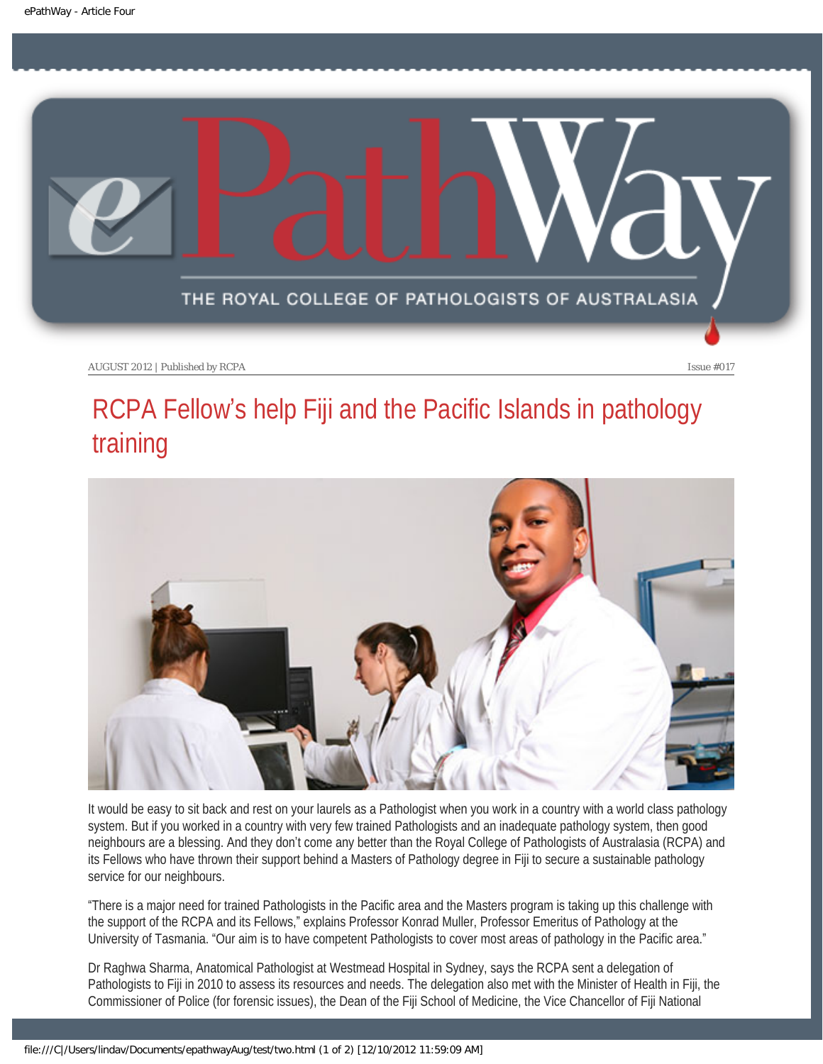AUGUST 2012 | Published by RCPA Issue #017

# RCPA Fellow's help Fiji and the Pacific Islands in pathology training

It would be easy to sit back and rest on your laurels as a Pathologist when you work in a country with a world class pathology system. But if you worked in a country with very few trained Pathologists and an inadequate pathology system, then good neighbours are a blessing. And they don't come any better than the Royal College of Pathologists of Australasia (RCPA) and its Fellows who have thrown their support behind a Masters of Pathology degree in Fiji to secure a sustainable pathology service for our neighbours.

"There is a major need for trained Pathologists in the Pacific area and the Masters program is taking up this challenge with the support of the RCPA and its Fellows," explains Professor Konrad Muller, Professor Emeritus of Pathology at the University of Tasmania. "Our aim is to have competent Pathologists to cover most areas of pathology in the Pacific area."

Dr Raghwa Sharma, Anatomical Pathologist at Westmead Hospital in Sydney, says the RCPA sent a delegation of Pathologists to Fiji in 2010 to assess its resources and needs. The delegation also met with the Minister of Health in Fiji, the Commissioner of Police (for forensic issues), the Dean of the Fiji School of Medicine, the Vice Chancellor of Fiji National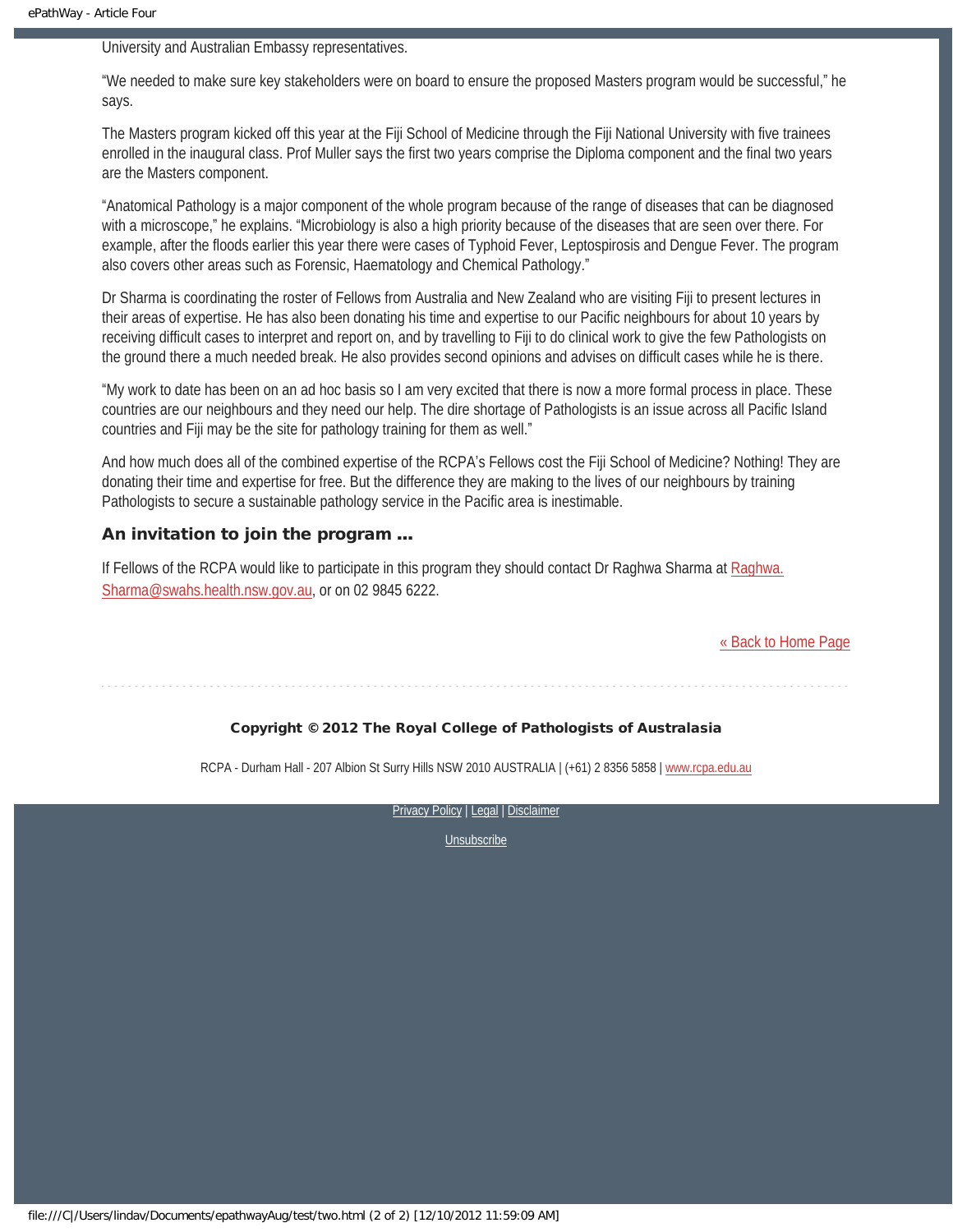University and Australian Embassy representatives.

"We needed to make sure key stakeholders were on board to ensure the proposed Masters program would be successful," he says.

The Masters program kicked off this year at the Fiji School of Medicine through the Fiji National University with five trainees enrolled in the inaugural class. Prof Muller says the first two years comprise the Diploma component and the final two years are the Masters component.

"Anatomical Pathology is a major component of the whole program because of the range of diseases that can be diagnosed with a microscope," he explains. "Microbiology is also a high priority because of the diseases that are seen over there. For example, after the floods earlier this year there were cases of Typhoid Fever, Leptospirosis and Dengue Fever. The program also covers other areas such as Forensic, Haematology and Chemical Pathology."

Dr Sharma is coordinating the roster of Fellows from Australia and New Zealand who are visiting Fiji to present lectures in their areas of expertise. He has also been donating his time and expertise to our Pacific neighbours for about 10 years by receiving difficult cases to interpret and report on, and by travelling to Fiji to do clinical work to give the few Pathologists on the ground there a much needed break. He also provides second opinions and advises on difficult cases while he is there.

"My work to date has been on an ad hoc basis so I am very excited that there is now a more formal process in place. These countries are our neighbours and they need our help. The dire shortage of Pathologists is an issue across all Pacific Island countries and Fiji may be the site for pathology training for them as well."

And how much does all of the combined expertise of the RCPA's Fellows cost the Fiji School of Medicine? Nothing! They are donating their time and expertise for free. But the difference they are making to the lives of our neighbours by training Pathologists to secure a sustainable pathology service in the Pacific area is inestimable.

### An invitation to join the program ...

If Fellows of the RCPA would like to participate in this program they should contact Dr Raghwa Sharma at Raghwa.Sharma@swahs.health.nsw.gov.au, or on 02 9845 6222.

« Back to Home Page

**Copyright © 2012 The Royal College of Pathologists of Australasia**

RCPA - Durham Hall - 207 Albion St Surry Hills NSW 2010 AUSTRALIA | (+61) 2 8356 5858 | www.rcpa.edu.au

Privacy Policy | Legal | Disclaimer

Unsubscribe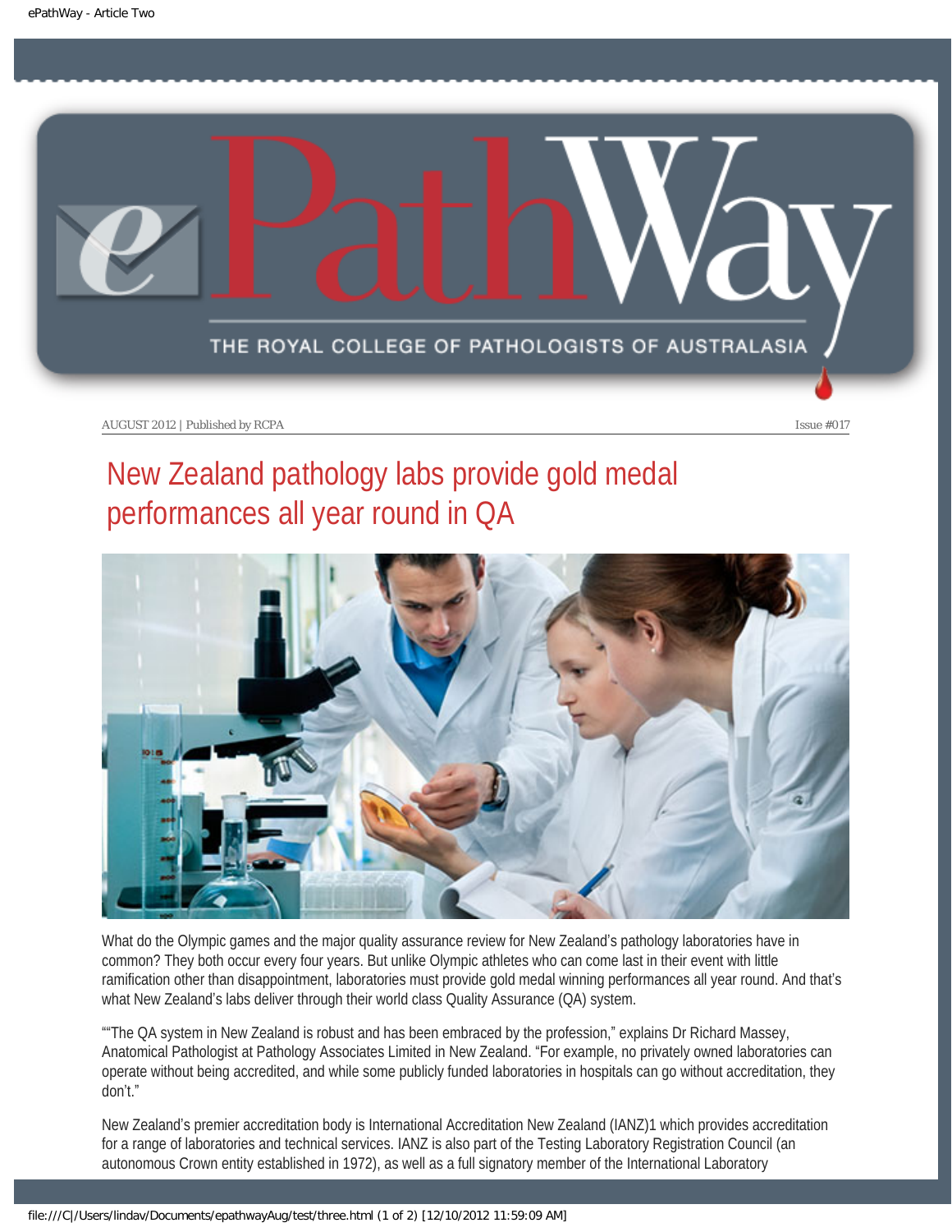# New Zealand pathology labs provide gold medal performances all year round in QA

What do the Olympic games and the major quality assurance review for New Zealand's pathology laboratories have in common? They both occur every four years. But unlike Olympic athletes who can come last in their event with little ramification other than disappointment, laboratories must provide gold medal winning performances all year round. And that's what New Zealand's labs deliver through their world class Quality Assurance (QA) system.

""The QA system in New Zealand is robust and has been embraced by the profession," explains Dr Richard Massey, Anatomical Pathologist at Pathology Associates Limited in New Zealand. "For example, no privately owned laboratories can operate without being accredited, and while some publicly funded laboratories in hospitals can go without accreditation, they don't."

New Zealand's premier accreditation body is International Accreditation New Zealand (IANZ)1 which provides accreditation for a range of laboratories and technical services. IANZ is also part of the Testing Laboratory Registration Council (an autonomous Crown entity established in 1972), as well as a full signatory member of the International Laboratory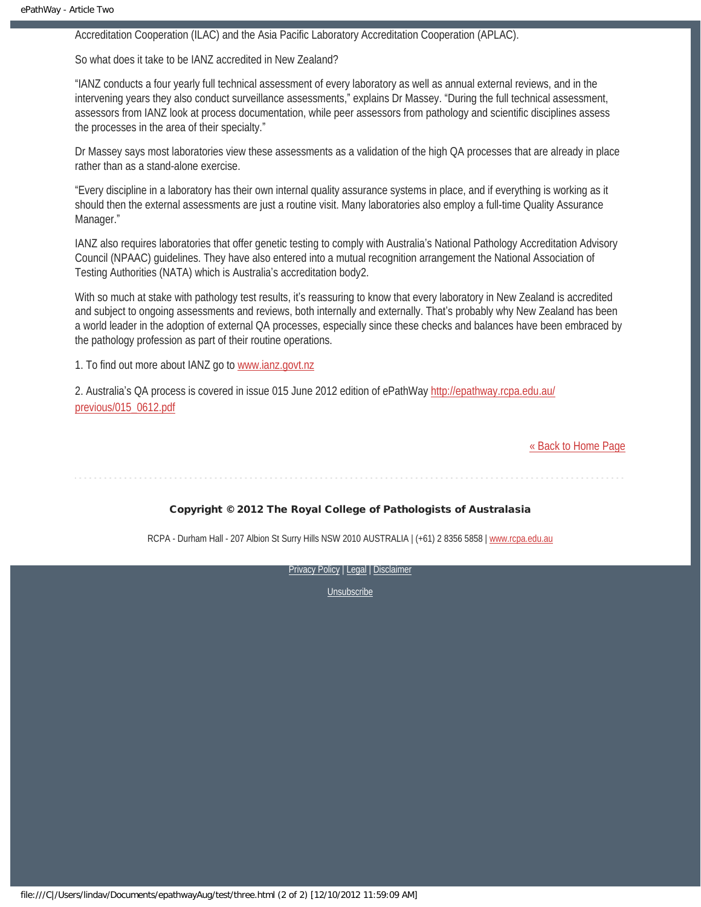Accreditation Cooperation (ILAC) and the Asia Pacific Laboratory Accreditation Cooperation (APLAC).

So what does it take to be IANZ accredited in New Zealand?

"IANZ conducts a four yearly full technical assessment of every laboratory as well as annual external reviews, and in the intervening years they also conduct surveillance assessments," explains Dr Massey. "During the full technical assessment, assessors from IANZ look at process documentation, while peer assessors from pathology and scientific disciplines assess the processes in the area of their specialty."

Dr Massey says most laboratories view these assessments as a validation of the high QA processes that are already in place rather than as a stand-alone exercise.

"Every discipline in a laboratory has their own internal quality assurance systems in place, and if everything is working as it should then the external assessments are just a routine visit. Many laboratories also employ a full-time Quality Assurance Manager."

IANZ also requires laboratories that offer genetic testing to comply with Australia's National Pathology Accreditation Advisory Council (NPAAC) guidelines. They have also entered into a mutual recognition arrangement the National Association of Testing Authorities (NATA) which is Australia's accreditation body2.

With so much at stake with pathology test results, it's reassuring to know that every laboratory in New Zealand is accredited and subject to ongoing assessments and reviews, both internally and externally. That's probably why New Zealand has been a world leader in the adoption of external QA processes, especially since these checks and balances have been embraced by the pathology profession as part of their routine operations.

1. To find out more about IANZ go to [www.ianz.govt.nz](http://www.ianz.govt.nz)

2. Australia's QA process is covered in issue 015 June 2012 edition of ePathWay [http://epathway.rcpa.edu.au/previous/015_0612.pdf](http://epathway.rcpa.edu.au/previous/015_0612.pdf)

[« Back to Home Page]()

---

**Copyright © 2012 The Royal College of Pathologists of Australasia**

RCPA - Durham Hall - 207 Albion St Surry Hills NSW 2010 AUSTRALIA | (+61) 2 8356 5858 | [www.rcpa.edu.au](http://www.rcpa.edu.au)

[Privacy Policy]() | [Legal]() | [Disclaimer]()

[Unsubscribe]()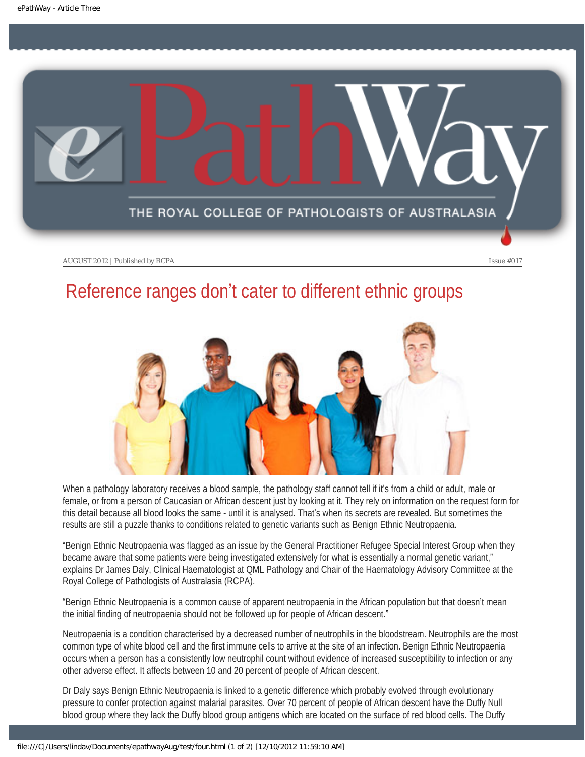AUGUST 2012 | Published by RCPA Issue #017

# Reference ranges don't cater to different ethnic groups

When a pathology laboratory receives a blood sample, the pathology staff cannot tell if it's from a child or adult, male or female, or from a person of Caucasian or African descent just by looking at it. They rely on information on the request form for this detail because all blood looks the same - until it is analysed. That's when its secrets are revealed. But sometimes the results are still a puzzle thanks to conditions related to genetic variants such as Benign Ethnic Neutropaenia.

"Benign Ethnic Neutropaenia was flagged as an issue by the General Practitioner Refugee Special Interest Group when they became aware that some patients were being investigated extensively for what is essentially a normal genetic variant," explains Dr James Daly, Clinical Haematologist at QML Pathology and Chair of the Haematology Advisory Committee at the Royal College of Pathologists of Australasia (RCPA).

"Benign Ethnic Neutropaenia is a common cause of apparent neutropaenia in the African population but that doesn't mean the initial finding of neutropaenia should not be followed up for people of African descent."

Neutropaenia is a condition characterised by a decreased number of neutrophils in the bloodstream. Neutrophils are the most common type of white blood cell and the first immune cells to arrive at the site of an infection. Benign Ethnic Neutropaenia occurs when a person has a consistently low neutrophil count without evidence of increased susceptibility to infection or any other adverse effect. It affects between 10 and 20 percent of people of African descent.

Dr Daly says Benign Ethnic Neutropaenia is linked to a genetic difference which probably evolved through evolutionary pressure to confer protection against malarial parasites. Over 70 percent of people of African descent have the Duffy Null blood group where they lack the Duffy blood group antigens which are located on the surface of red blood cells. The Duffy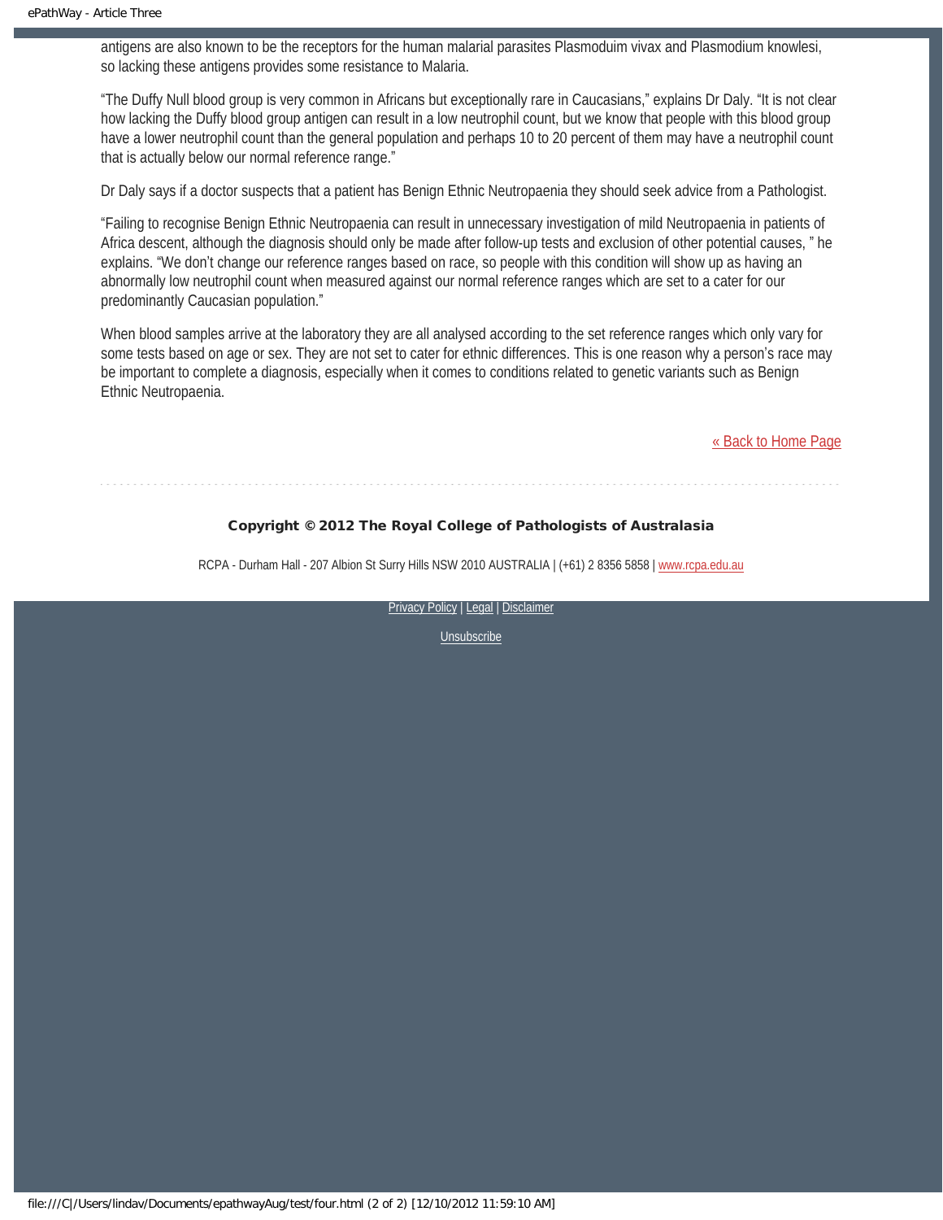antigens are also known to be the receptors for the human malarial parasites Plasmoduim vivax and Plasmodium knowlesi, so lacking these antigens provides some resistance to Malaria.

"The Duffy Null blood group is very common in Africans but exceptionally rare in Caucasians," explains Dr Daly. "It is not clear how lacking the Duffy blood group antigen can result in a low neutrophil count, but we know that people with this blood group have a lower neutrophil count than the general population and perhaps 10 to 20 percent of them may have a neutrophil count that is actually below our normal reference range."

Dr Daly says if a doctor suspects that a patient has Benign Ethnic Neutropaenia they should seek advice from a Pathologist.

"Failing to recognise Benign Ethnic Neutropaenia can result in unnecessary investigation of mild Neutropaenia in patients of Africa descent, although the diagnosis should only be made after follow-up tests and exclusion of other potential causes, " he explains. "We don't change our reference ranges based on race, so people with this condition will show up as having an abnormally low neutrophil count when measured against our normal reference ranges which are set to a cater for our predominantly Caucasian population."

When blood samples arrive at the laboratory they are all analysed according to the set reference ranges which only vary for some tests based on age or sex. They are not set to cater for ethnic differences. This is one reason why a person's race may be important to complete a diagnosis, especially when it comes to conditions related to genetic variants such as Benign Ethnic Neutropaenia.

« Back to Home Page

**Copyright © 2012 The Royal College of Pathologists of Australasia**

RCPA - Durham Hall - 207 Albion St Surry Hills NSW 2010 AUSTRALIA | (+61) 2 8356 5858 | www.rcpa.edu.au

Privacy Policy | Legal | Disclaimer

Unsubscribe